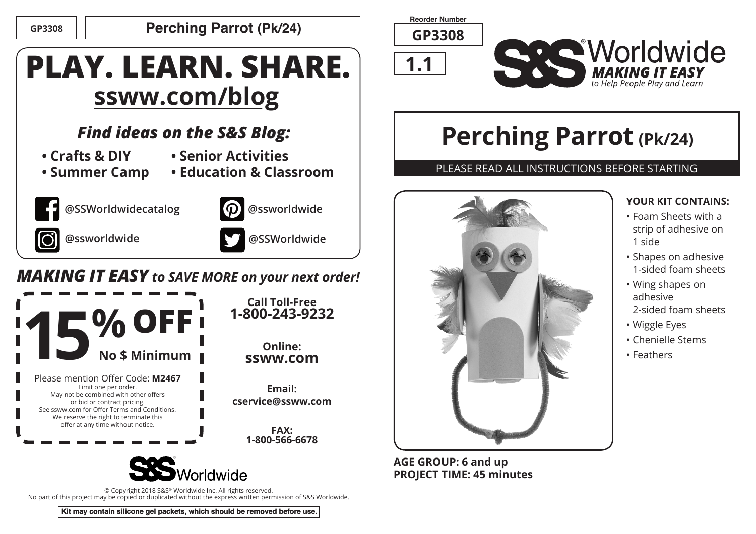GP3308 | **Perching Parrot (Pk/24)**

# PLAY. LEARN. SHARE.

## ssww.com/blog

### *Find ideas on the S&S Blog:*

- **Crafts & DIY**
- **Summer Camp**
- **Senior Activities**
- **Education & Classroom**

**@SSWorldwidecatalog**

**@ssworldwide**

**@ssworldwide**

**@SSWorldwide**

***MAKING IT EASY to SAVE MORE on your next order!***

**15% OFF**
**No $ Minimum**

Please mention Offer Code: **M2467**
Limit one per order.
May not be combined with other offers or bid or contract pricing.
See ssww.com for Offer Terms and Conditions.
We reserve the right to terminate this offer at any time without notice.

**Call Toll-Free**
**1-800-243-9232**

**Online:**
**sswww.com**

**Email:**
**cservice@ssww.com**

**FAX:**
**1-800-566-6678**

S&S Worldwide

© Copyright 2018 S&S® Worldwide Inc. All rights reserved.
No part of this project may be copied or duplicated without the express written permission of S&S Worldwide.

**Kit may contain silicone gel packets, which should be removed before use.**

Reorder Number
**GP3308**

**1.1**

S&S® Worldwide
***MAKING IT EASY***
*to Help People Play and Learn*

# Perching Parrot (Pk/24)

PLEASE READ ALL INSTRUCTIONS BEFORE STARTING

**YOUR KIT CONTAINS:**

- Foam Sheets with a strip of adhesive on 1 side
- Shapes on adhesive 1-sided foam sheets
- Wing shapes on adhesive 2-sided foam sheets
- Wiggle Eyes
- Chenielle Stems
- Feathers

**AGE GROUP: 6 and up**
**PROJECT TIME: 45 minutes**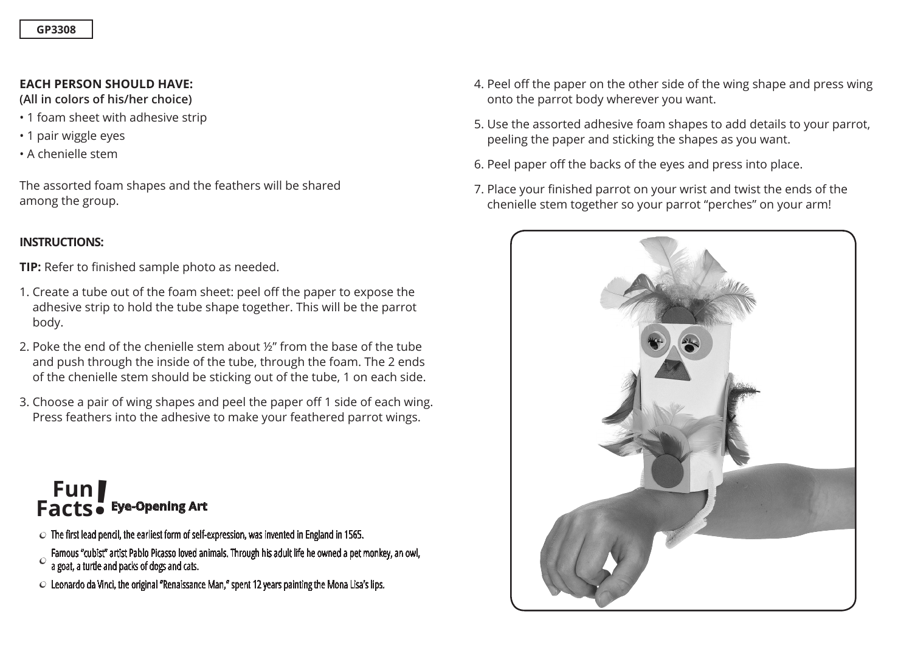GP3308

**EACH PERSON SHOULD HAVE:**
**(All in colors of his/her choice)**

- 1 foam sheet with adhesive strip
- 1 pair wiggle eyes
- A chenielle stem

The assorted foam shapes and the feathers will be shared among the group.

**INSTRUCTIONS:**

**TIP:** Refer to finished sample photo as needed.

1. Create a tube out of the foam sheet: peel off the paper to expose the adhesive strip to hold the tube shape together. This will be the parrot body.
2. Poke the end of the chenielle stem about ½" from the base of the tube and push through the inside of the tube, through the foam. The 2 ends of the chenielle stem should be sticking out of the tube, 1 on each side.
3. Choose a pair of wing shapes and peel the paper off 1 side of each wing. Press feathers into the adhesive to make your feathered parrot wings.
4. Peel off the paper on the other side of the wing shape and press wing onto the parrot body wherever you want.
5. Use the assorted adhesive foam shapes to add details to your parrot, peeling the paper and sticking the shapes as you want.
6. Peel paper off the backs of the eyes and press into place.
7. Place your finished parrot on your wrist and twist the ends of the chenielle stem together so your parrot "perches" on your arm!

## Fun Facts! Eye-Opening Art

- The first lead pencil, the earliest form of self-expression, was invented in England in 1565.
- Famous "cubist" artist Pablo Picasso loved animals. Through his adult life he owned a pet monkey, an owl, a goat, a turtle and packs of dogs and cats.
- Leonardo da Vinci, the original "Renaissance Man," spent 12 years painting the Mona Lisa's lips.